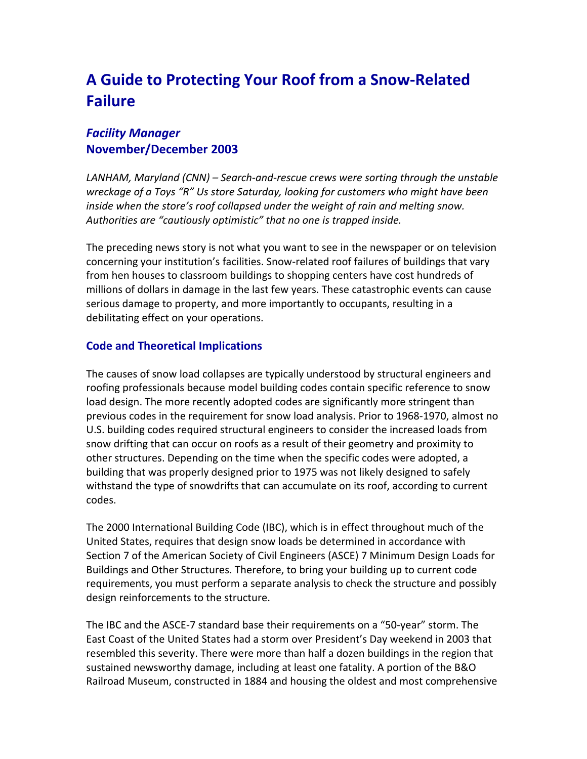# A Guide to Protecting Your Roof from a Snow-Related Failure

## *Facility Manager*
## November/December 2003

*LANHAM, Maryland (CNN) – Search-and-rescue crews were sorting through the unstable wreckage of a Toys "R" Us store Saturday, looking for customers who might have been inside when the store's roof collapsed under the weight of rain and melting snow. Authorities are "cautiously optimistic" that no one is trapped inside.*

The preceding news story is not what you want to see in the newspaper or on television concerning your institution's facilities. Snow-related roof failures of buildings that vary from hen houses to classroom buildings to shopping centers have cost hundreds of millions of dollars in damage in the last few years. These catastrophic events can cause serious damage to property, and more importantly to occupants, resulting in a debilitating effect on your operations.

### Code and Theoretical Implications

The causes of snow load collapses are typically understood by structural engineers and roofing professionals because model building codes contain specific reference to snow load design. The more recently adopted codes are significantly more stringent than previous codes in the requirement for snow load analysis. Prior to 1968-1970, almost no U.S. building codes required structural engineers to consider the increased loads from snow drifting that can occur on roofs as a result of their geometry and proximity to other structures. Depending on the time when the specific codes were adopted, a building that was properly designed prior to 1975 was not likely designed to safely withstand the type of snowdrifts that can accumulate on its roof, according to current codes.

The 2000 International Building Code (IBC), which is in effect throughout much of the United States, requires that design snow loads be determined in accordance with Section 7 of the American Society of Civil Engineers (ASCE) 7 Minimum Design Loads for Buildings and Other Structures. Therefore, to bring your building up to current code requirements, you must perform a separate analysis to check the structure and possibly design reinforcements to the structure.

The IBC and the ASCE-7 standard base their requirements on a "50-year" storm. The East Coast of the United States had a storm over President's Day weekend in 2003 that resembled this severity. There were more than half a dozen buildings in the region that sustained newsworthy damage, including at least one fatality. A portion of the B&O Railroad Museum, constructed in 1884 and housing the oldest and most comprehensive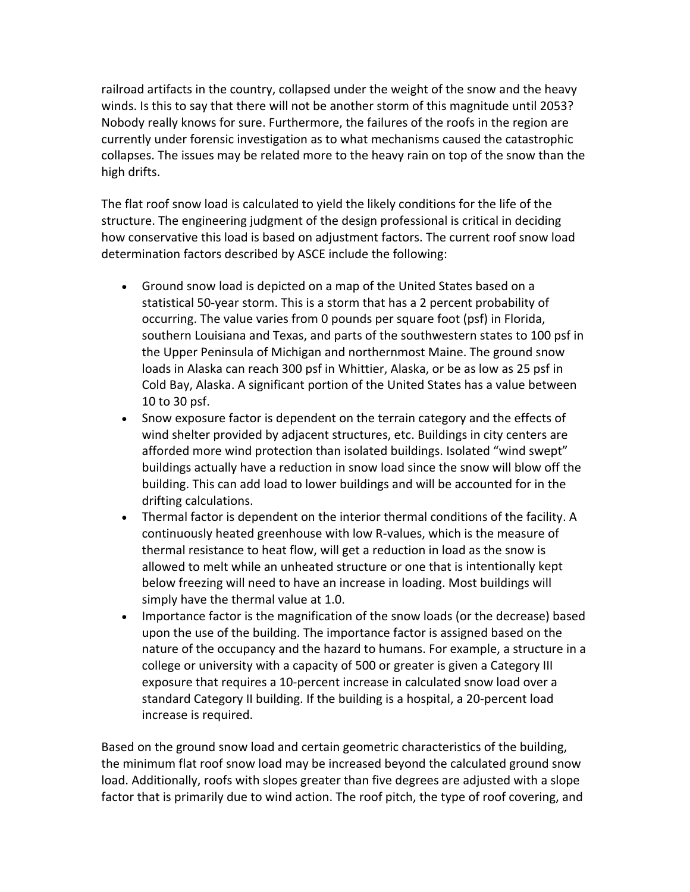railroad artifacts in the country, collapsed under the weight of the snow and the heavy winds. Is this to say that there will not be another storm of this magnitude until 2053? Nobody really knows for sure. Furthermore, the failures of the roofs in the region are currently under forensic investigation as to what mechanisms caused the catastrophic collapses. The issues may be related more to the heavy rain on top of the snow than the high drifts.

The flat roof snow load is calculated to yield the likely conditions for the life of the structure. The engineering judgment of the design professional is critical in deciding how conservative this load is based on adjustment factors. The current roof snow load determination factors described by ASCE include the following:

- Ground snow load is depicted on a map of the United States based on a statistical 50-year storm. This is a storm that has a 2 percent probability of occurring. The value varies from 0 pounds per square foot (psf) in Florida, southern Louisiana and Texas, and parts of the southwestern states to 100 psf in the Upper Peninsula of Michigan and northernmost Maine. The ground snow loads in Alaska can reach 300 psf in Whittier, Alaska, or be as low as 25 psf in Cold Bay, Alaska. A significant portion of the United States has a value between 10 to 30 psf.
- Snow exposure factor is dependent on the terrain category and the effects of wind shelter provided by adjacent structures, etc. Buildings in city centers are afforded more wind protection than isolated buildings. Isolated "wind swept" buildings actually have a reduction in snow load since the snow will blow off the building. This can add load to lower buildings and will be accounted for in the drifting calculations.
- Thermal factor is dependent on the interior thermal conditions of the facility. A continuously heated greenhouse with low R-values, which is the measure of thermal resistance to heat flow, will get a reduction in load as the snow is allowed to melt while an unheated structure or one that is intentionally kept below freezing will need to have an increase in loading. Most buildings will simply have the thermal value at 1.0.
- Importance factor is the magnification of the snow loads (or the decrease) based upon the use of the building. The importance factor is assigned based on the nature of the occupancy and the hazard to humans. For example, a structure in a college or university with a capacity of 500 or greater is given a Category III exposure that requires a 10-percent increase in calculated snow load over a standard Category II building. If the building is a hospital, a 20-percent load increase is required.

Based on the ground snow load and certain geometric characteristics of the building, the minimum flat roof snow load may be increased beyond the calculated ground snow load. Additionally, roofs with slopes greater than five degrees are adjusted with a slope factor that is primarily due to wind action. The roof pitch, the type of roof covering, and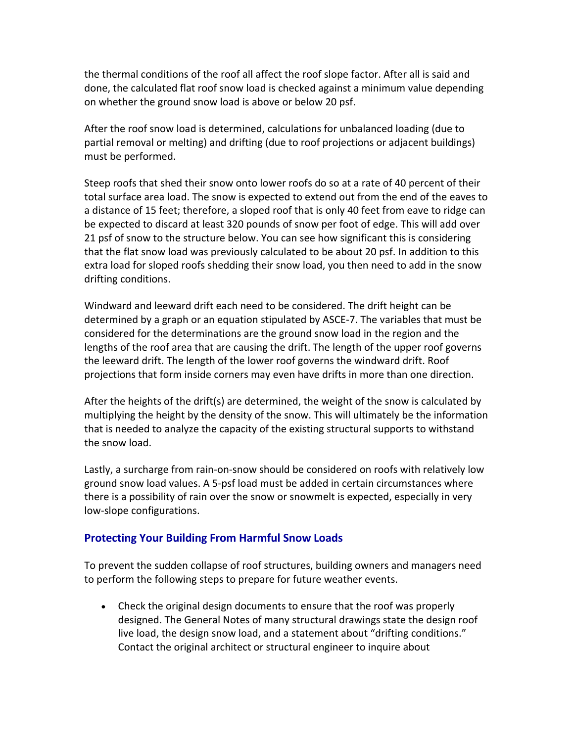the thermal conditions of the roof all affect the roof slope factor. After all is said and done, the calculated flat roof snow load is checked against a minimum value depending on whether the ground snow load is above or below 20 psf.

After the roof snow load is determined, calculations for unbalanced loading (due to partial removal or melting) and drifting (due to roof projections or adjacent buildings) must be performed.

Steep roofs that shed their snow onto lower roofs do so at a rate of 40 percent of their total surface area load. The snow is expected to extend out from the end of the eaves to a distance of 15 feet; therefore, a sloped roof that is only 40 feet from eave to ridge can be expected to discard at least 320 pounds of snow per foot of edge. This will add over 21 psf of snow to the structure below. You can see how significant this is considering that the flat snow load was previously calculated to be about 20 psf. In addition to this extra load for sloped roofs shedding their snow load, you then need to add in the snow drifting conditions.

Windward and leeward drift each need to be considered. The drift height can be determined by a graph or an equation stipulated by ASCE-7. The variables that must be considered for the determinations are the ground snow load in the region and the lengths of the roof area that are causing the drift. The length of the upper roof governs the leeward drift. The length of the lower roof governs the windward drift. Roof projections that form inside corners may even have drifts in more than one direction.

After the heights of the drift(s) are determined, the weight of the snow is calculated by multiplying the height by the density of the snow. This will ultimately be the information that is needed to analyze the capacity of the existing structural supports to withstand the snow load.

Lastly, a surcharge from rain-on-snow should be considered on roofs with relatively low ground snow load values. A 5-psf load must be added in certain circumstances where there is a possibility of rain over the snow or snowmelt is expected, especially in very low-slope configurations.

## Protecting Your Building From Harmful Snow Loads

To prevent the sudden collapse of roof structures, building owners and managers need to perform the following steps to prepare for future weather events.

- Check the original design documents to ensure that the roof was properly designed. The General Notes of many structural drawings state the design roof live load, the design snow load, and a statement about "drifting conditions." Contact the original architect or structural engineer to inquire about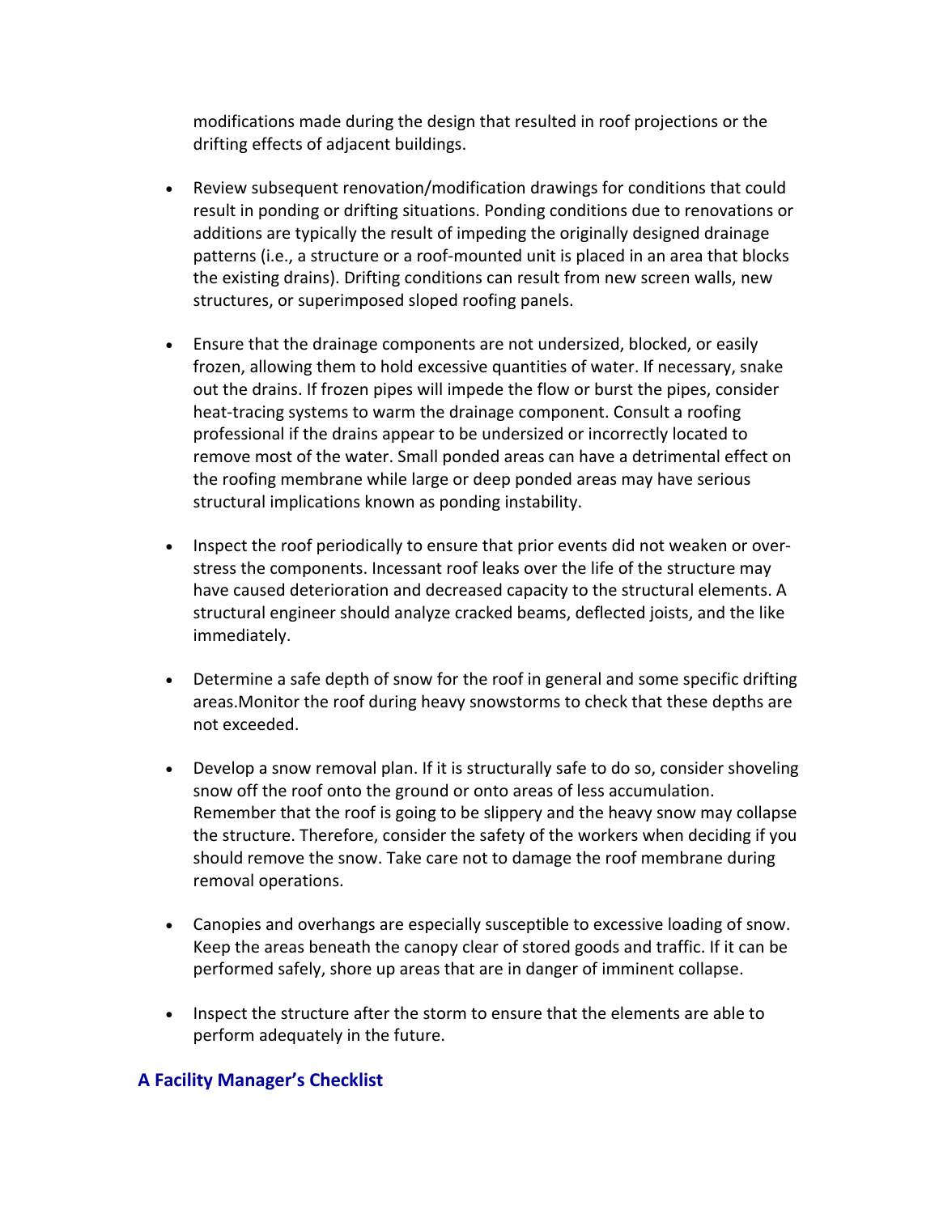modifications made during the design that resulted in roof projections or the drifting effects of adjacent buildings.

- Review subsequent renovation/modification drawings for conditions that could result in ponding or drifting situations. Ponding conditions due to renovations or additions are typically the result of impeding the originally designed drainage patterns (i.e., a structure or a roof-mounted unit is placed in an area that blocks the existing drains). Drifting conditions can result from new screen walls, new structures, or superimposed sloped roofing panels.

- Ensure that the drainage components are not undersized, blocked, or easily frozen, allowing them to hold excessive quantities of water. If necessary, snake out the drains. If frozen pipes will impede the flow or burst the pipes, consider heat-tracing systems to warm the drainage component. Consult a roofing professional if the drains appear to be undersized or incorrectly located to remove most of the water. Small ponded areas can have a detrimental effect on the roofing membrane while large or deep ponded areas may have serious structural implications known as ponding instability.

- Inspect the roof periodically to ensure that prior events did not weaken or over-stress the components. Incessant roof leaks over the life of the structure may have caused deterioration and decreased capacity to the structural elements. A structural engineer should analyze cracked beams, deflected joists, and the like immediately.

- Determine a safe depth of snow for the roof in general and some specific drifting areas.Monitor the roof during heavy snowstorms to check that these depths are not exceeded.

- Develop a snow removal plan. If it is structurally safe to do so, consider shoveling snow off the roof onto the ground or onto areas of less accumulation. Remember that the roof is going to be slippery and the heavy snow may collapse the structure. Therefore, consider the safety of the workers when deciding if you should remove the snow. Take care not to damage the roof membrane during removal operations.

- Canopies and overhangs are especially susceptible to excessive loading of snow. Keep the areas beneath the canopy clear of stored goods and traffic. If it can be performed safely, shore up areas that are in danger of imminent collapse.

- Inspect the structure after the storm to ensure that the elements are able to perform adequately in the future.

## A Facility Manager's Checklist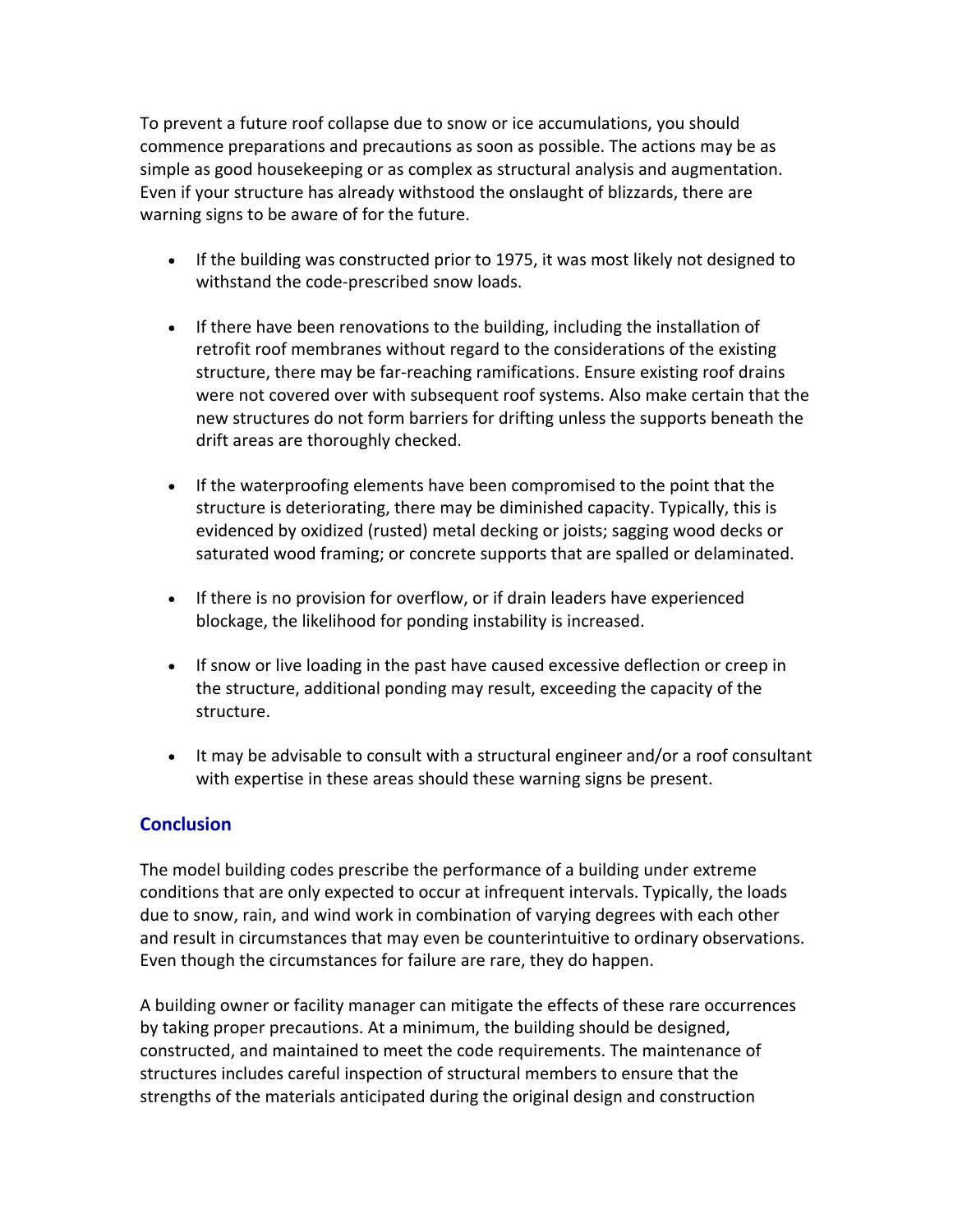To prevent a future roof collapse due to snow or ice accumulations, you should commence preparations and precautions as soon as possible. The actions may be as simple as good housekeeping or as complex as structural analysis and augmentation. Even if your structure has already withstood the onslaught of blizzards, there are warning signs to be aware of for the future.

- If the building was constructed prior to 1975, it was most likely not designed to withstand the code-prescribed snow loads.
- If there have been renovations to the building, including the installation of retrofit roof membranes without regard to the considerations of the existing structure, there may be far-reaching ramifications. Ensure existing roof drains were not covered over with subsequent roof systems. Also make certain that the new structures do not form barriers for drifting unless the supports beneath the drift areas are thoroughly checked.
- If the waterproofing elements have been compromised to the point that the structure is deteriorating, there may be diminished capacity. Typically, this is evidenced by oxidized (rusted) metal decking or joists; sagging wood decks or saturated wood framing; or concrete supports that are spalled or delaminated.
- If there is no provision for overflow, or if drain leaders have experienced blockage, the likelihood for ponding instability is increased.
- If snow or live loading in the past have caused excessive deflection or creep in the structure, additional ponding may result, exceeding the capacity of the structure.
- It may be advisable to consult with a structural engineer and/or a roof consultant with expertise in these areas should these warning signs be present.

## Conclusion

The model building codes prescribe the performance of a building under extreme conditions that are only expected to occur at infrequent intervals. Typically, the loads due to snow, rain, and wind work in combination of varying degrees with each other and result in circumstances that may even be counterintuitive to ordinary observations. Even though the circumstances for failure are rare, they do happen.

A building owner or facility manager can mitigate the effects of these rare occurrences by taking proper precautions. At a minimum, the building should be designed, constructed, and maintained to meet the code requirements. The maintenance of structures includes careful inspection of structural members to ensure that the strengths of the materials anticipated during the original design and construction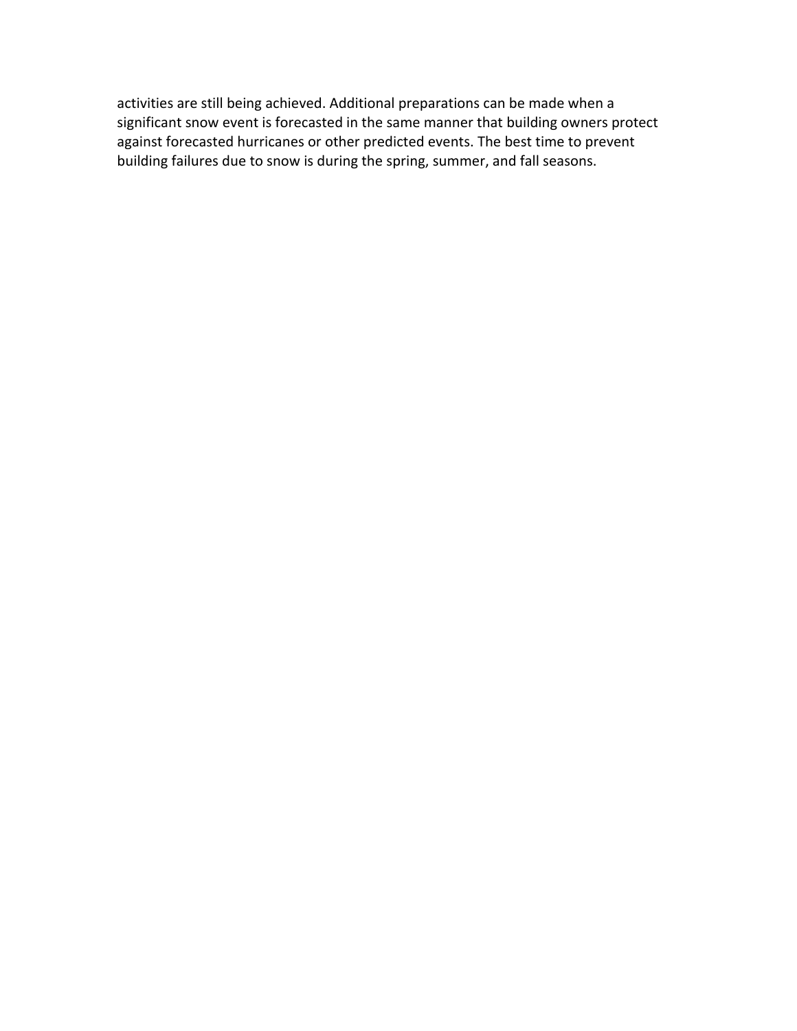activities are still being achieved. Additional preparations can be made when a significant snow event is forecasted in the same manner that building owners protect against forecasted hurricanes or other predicted events. The best time to prevent building failures due to snow is during the spring, summer, and fall seasons.